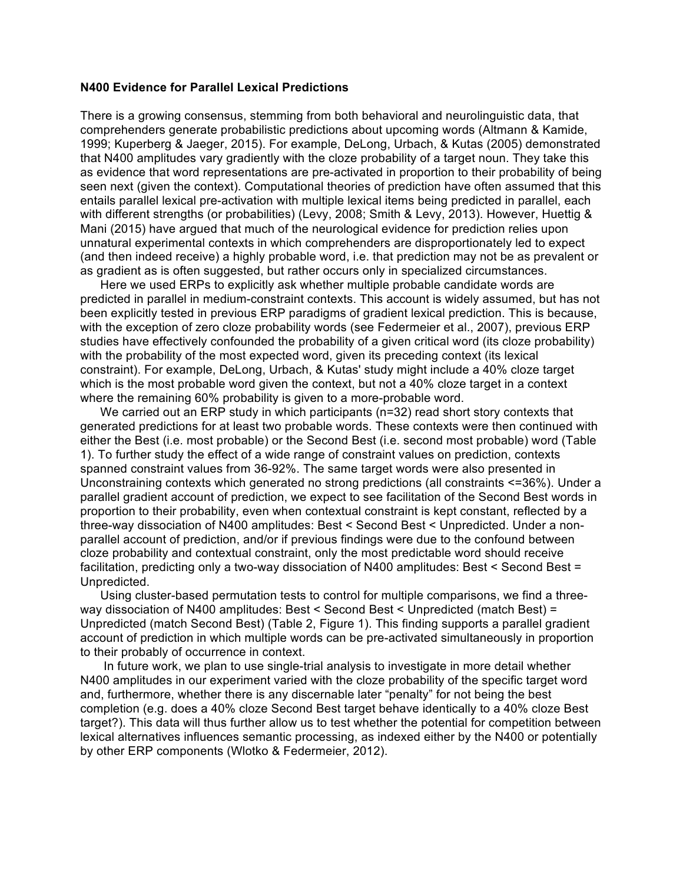**N400 Evidence for Parallel Lexical Predictions**

There is a growing consensus, stemming from both behavioral and neurolinguistic data, that comprehenders generate probabilistic predictions about upcoming words (Altmann & Kamide, 1999; Kuperberg & Jaeger, 2015). For example, DeLong, Urbach, & Kutas (2005) demonstrated that N400 amplitudes vary gradiently with the cloze probability of a target noun. They take this as evidence that word representations are pre-activated in proportion to their probability of being seen next (given the context). Computational theories of prediction have often assumed that this entails parallel lexical pre-activation with multiple lexical items being predicted in parallel, each with different strengths (or probabilities) (Levy, 2008; Smith & Levy, 2013). However, Huettig & Mani (2015) have argued that much of the neurological evidence for prediction relies upon unnatural experimental contexts in which comprehenders are disproportionately led to expect (and then indeed receive) a highly probable word, i.e. that prediction may not be as prevalent or as gradient as is often suggested, but rather occurs only in specialized circumstances.

Here we used ERPs to explicitly ask whether multiple probable candidate words are predicted in parallel in medium-constraint contexts. This account is widely assumed, but has not been explicitly tested in previous ERP paradigms of gradient lexical prediction. This is because, with the exception of zero cloze probability words (see Federmeier et al., 2007), previous ERP studies have effectively confounded the probability of a given critical word (its cloze probability) with the probability of the most expected word, given its preceding context (its lexical constraint). For example, DeLong, Urbach, & Kutas' study might include a 40% cloze target which is the most probable word given the context, but not a 40% cloze target in a context where the remaining 60% probability is given to a more-probable word.

We carried out an ERP study in which participants (n=32) read short story contexts that generated predictions for at least two probable words. These contexts were then continued with either the Best (i.e. most probable) or the Second Best (i.e. second most probable) word (Table 1). To further study the effect of a wide range of constraint values on prediction, contexts spanned constraint values from 36-92%. The same target words were also presented in Unconstraining contexts which generated no strong predictions (all constraints <=36%). Under a parallel gradient account of prediction, we expect to see facilitation of the Second Best words in proportion to their probability, even when contextual constraint is kept constant, reflected by a three-way dissociation of N400 amplitudes: Best < Second Best < Unpredicted. Under a non-parallel account of prediction, and/or if previous findings were due to the confound between cloze probability and contextual constraint, only the most predictable word should receive facilitation, predicting only a two-way dissociation of N400 amplitudes: Best < Second Best = Unpredicted.

Using cluster-based permutation tests to control for multiple comparisons, we find a three-way dissociation of N400 amplitudes: Best < Second Best < Unpredicted (match Best) = Unpredicted (match Second Best) (Table 2, Figure 1). This finding supports a parallel gradient account of prediction in which multiple words can be pre-activated simultaneously in proportion to their probably of occurrence in context.

In future work, we plan to use single-trial analysis to investigate in more detail whether N400 amplitudes in our experiment varied with the cloze probability of the specific target word and, furthermore, whether there is any discernable later "penalty" for not being the best completion (e.g. does a 40% cloze Second Best target behave identically to a 40% cloze Best target?). This data will thus further allow us to test whether the potential for competition between lexical alternatives influences semantic processing, as indexed either by the N400 or potentially by other ERP components (Wlotko & Federmeier, 2012).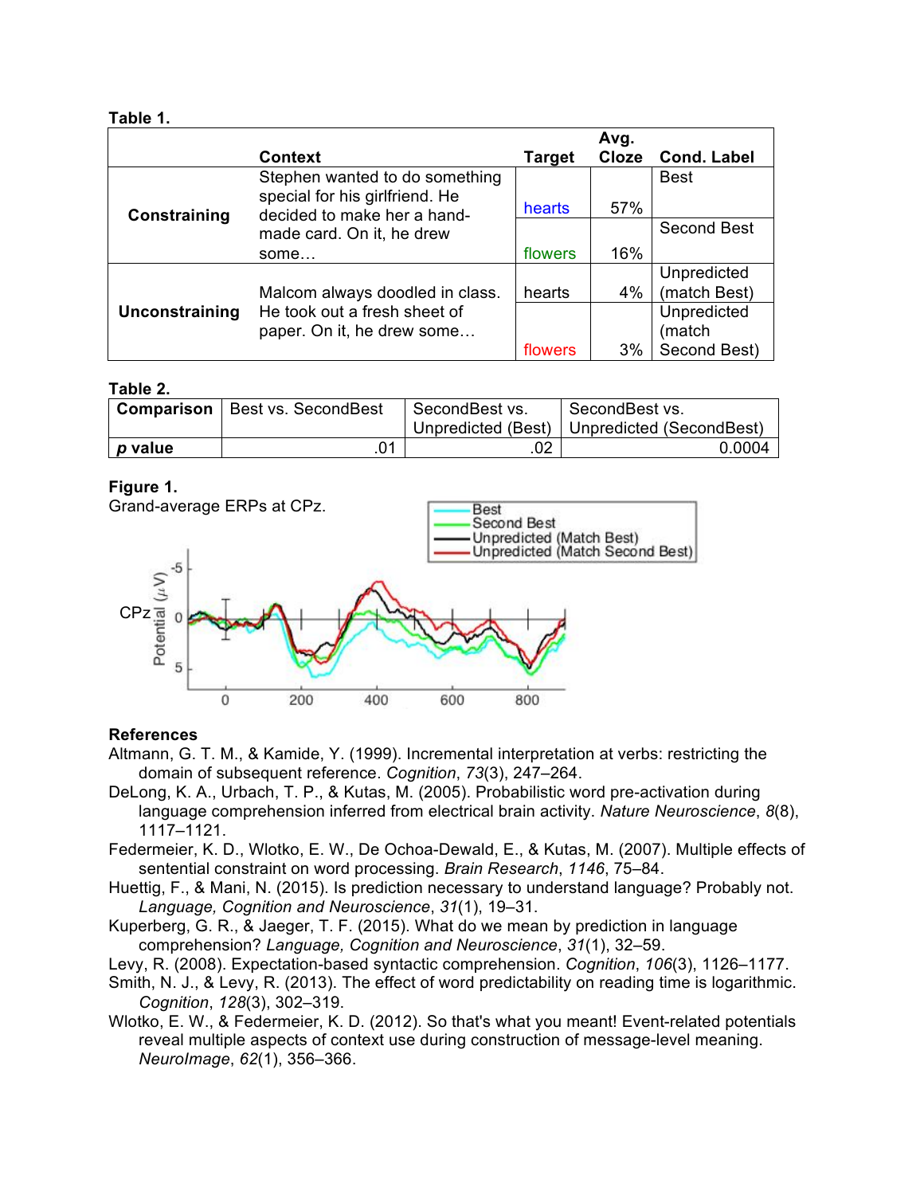**Table 1.**

| | Context | Target | Avg. Cloze | Cond. Label |
|---|---|---|---|---|
| **Constraining** | Stephen wanted to do something special for his girlfriend. He decided to make her a hand-made card. On it, he drew some… | hearts | 57% | Best |
| | | flowers | 16% | Second Best |
| **Unconstraining** | Malcom always doodled in class. He took out a fresh sheet of paper. On it, he drew some… | hearts | 4% | Unpredicted (match Best) |
| | | flowers | 3% | Unpredicted (match Second Best) |

**Table 2.**

| **Comparison** | Best vs. SecondBest | SecondBest vs. Unpredicted (Best) | SecondBest vs. Unpredicted (SecondBest) |
|---|---|---|---|
| ***p* value** | .01 | .02 | 0.0004 |

**Figure 1.**
Grand-average ERPs at CPz.

Best
Second Best
Unpredicted (Match Best)
Unpredicted (Match Second Best)

CPz
Potential (μV)
-5
0
5
0
200
400
600
800

## References

Altmann, G. T. M., & Kamide, Y. (1999). Incremental interpretation at verbs: restricting the domain of subsequent reference. *Cognition*, *73*(3), 247–264.

DeLong, K. A., Urbach, T. P., & Kutas, M. (2005). Probabilistic word pre-activation during language comprehension inferred from electrical brain activity. *Nature Neuroscience*, *8*(8), 1117–1121.

Federmeier, K. D., Wlotko, E. W., De Ochoa-Dewald, E., & Kutas, M. (2007). Multiple effects of sentential constraint on word processing. *Brain Research*, *1146*, 75–84.

Huettig, F., & Mani, N. (2015). Is prediction necessary to understand language? Probably not. *Language, Cognition and Neuroscience*, *31*(1), 19–31.

Kuperberg, G. R., & Jaeger, T. F. (2015). What do we mean by prediction in language comprehension? *Language, Cognition and Neuroscience*, *31*(1), 32–59.

Levy, R. (2008). Expectation-based syntactic comprehension. *Cognition*, *106*(3), 1126–1177.

Smith, N. J., & Levy, R. (2013). The effect of word predictability on reading time is logarithmic. *Cognition*, *128*(3), 302–319.

Wlotko, E. W., & Federmeier, K. D. (2012). So that's what you meant! Event-related potentials reveal multiple aspects of context use during construction of message-level meaning. *NeuroImage*, *62*(1), 356–366.